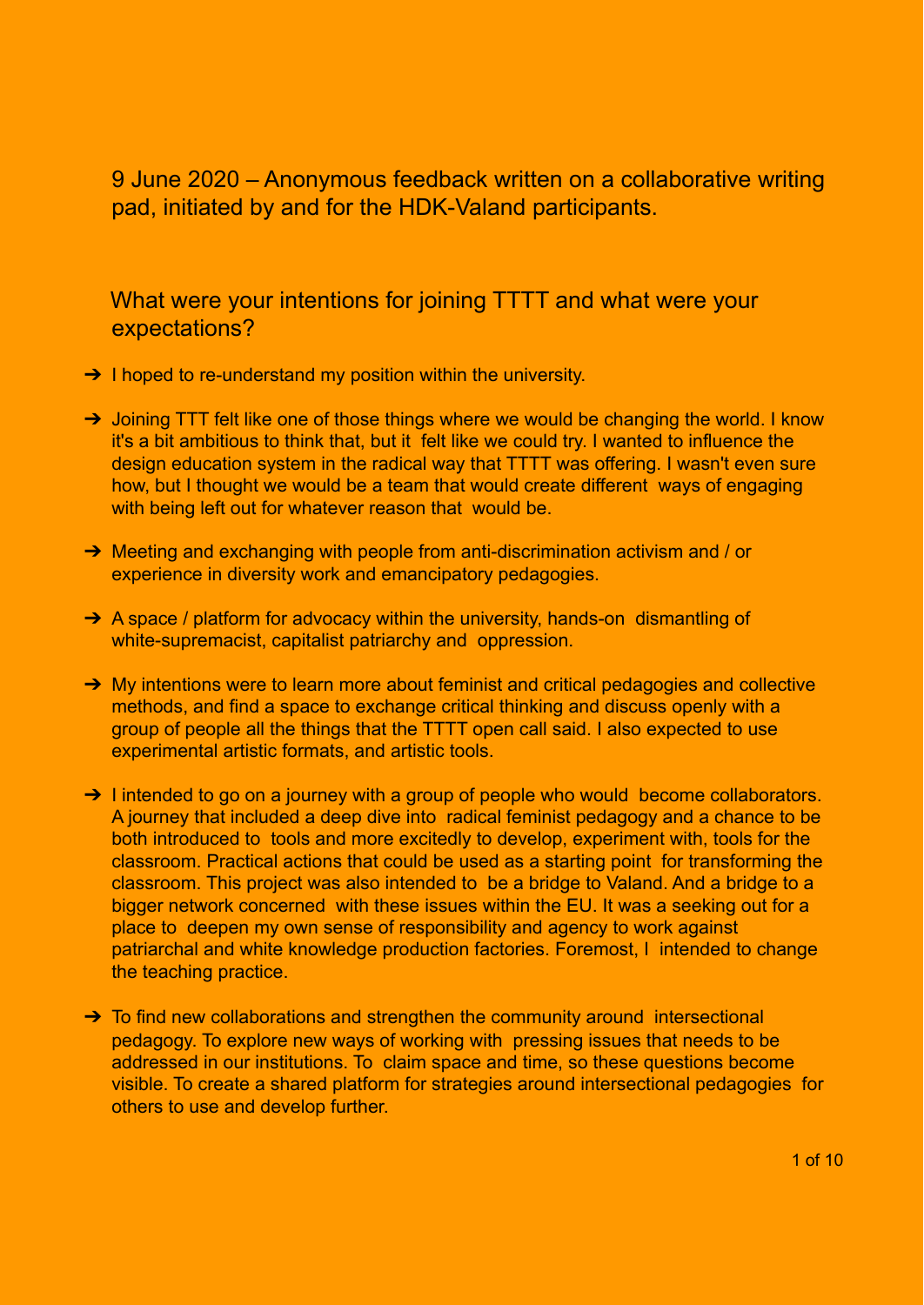9 June 2020 – Anonymous feedback written on a collaborative writing pad, initiated by and for the HDK-Valand participants.

## What were your intentions for joining TTTT and what were your expectations?

- I hoped to re-understand my position within the university.
- Joining TTT felt like one of those things where we would be changing the world. I know it's a bit ambitious to think that, but it felt like we could try. I wanted to influence the design education system in the radical way that TTTT was offering. I wasn't even sure how, but I thought we would be a team that would create different ways of engaging with being left out for whatever reason that would be.
- Meeting and exchanging with people from anti-discrimination activism and / or experience in diversity work and emancipatory pedagogies.
- A space / platform for advocacy within the university, hands-on dismantling of white-supremacist, capitalist patriarchy and oppression.
- My intentions were to learn more about feminist and critical pedagogies and collective methods, and find a space to exchange critical thinking and discuss openly with a group of people all the things that the TTTT open call said. I also expected to use experimental artistic formats, and artistic tools.
- I intended to go on a journey with a group of people who would become collaborators. A journey that included a deep dive into radical feminist pedagogy and a chance to be both introduced to tools and more excitedly to develop, experiment with, tools for the classroom. Practical actions that could be used as a starting point for transforming the classroom. This project was also intended to be a bridge to Valand. And a bridge to a bigger network concerned with these issues within the EU. It was a seeking out for a place to deepen my own sense of responsibility and agency to work against patriarchal and white knowledge production factories. Foremost, I intended to change the teaching practice.
- To find new collaborations and strengthen the community around intersectional pedagogy. To explore new ways of working with pressing issues that needs to be addressed in our institutions. To claim space and time, so these questions become visible. To create a shared platform for strategies around intersectional pedagogies for others to use and develop further.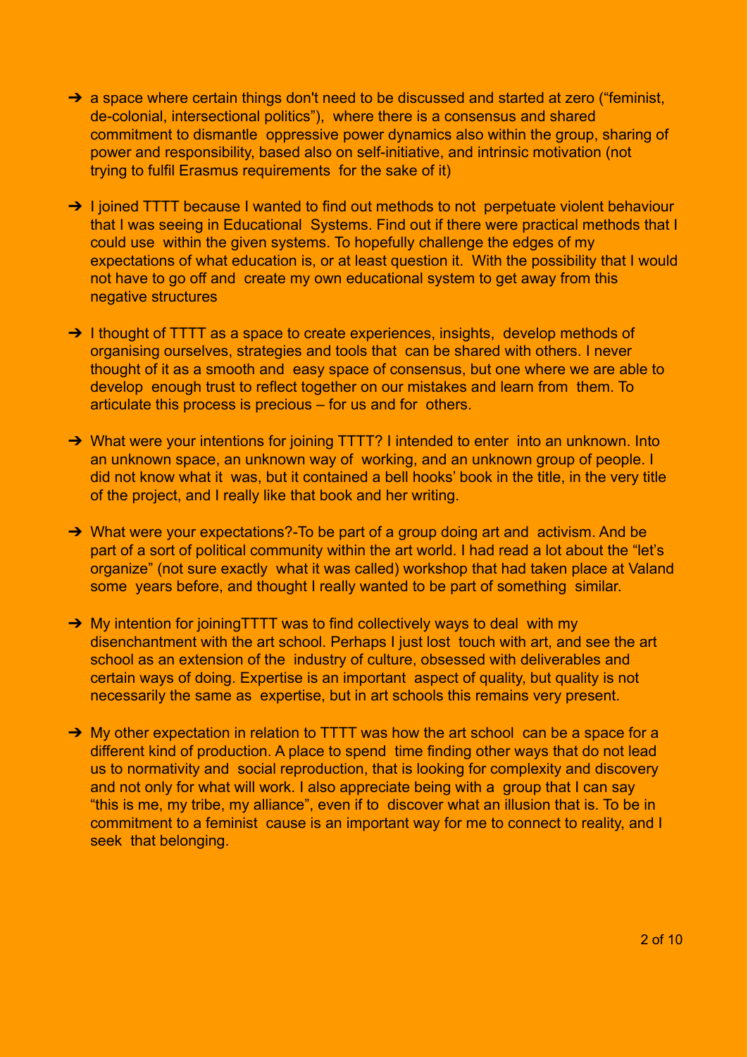- a space where certain things don't need to be discussed and started at zero ("feminist, de-colonial, intersectional politics"), where there is a consensus and shared commitment to dismantle oppressive power dynamics also within the group, sharing of power and responsibility, based also on self-initiative, and intrinsic motivation (not trying to fulfil Erasmus requirements for the sake of it)

- I joined TTTT because I wanted to find out methods to not perpetuate violent behaviour that I was seeing in Educational Systems. Find out if there were practical methods that I could use within the given systems. To hopefully challenge the edges of my expectations of what education is, or at least question it. With the possibility that I would not have to go off and create my own educational system to get away from this negative structures

- I thought of TTTT as a space to create experiences, insights, develop methods of organising ourselves, strategies and tools that can be shared with others. I never thought of it as a smooth and easy space of consensus, but one where we are able to develop enough trust to reflect together on our mistakes and learn from them. To articulate this process is precious – for us and for others.

- What were your intentions for joining TTTT? I intended to enter into an unknown. Into an unknown space, an unknown way of working, and an unknown group of people. I did not know what it was, but it contained a bell hooks' book in the title, in the very title of the project, and I really like that book and her writing.

- What were your expectations?-To be part of a group doing art and activism. And be part of a sort of political community within the art world. I had read a lot about the "let's organize" (not sure exactly what it was called) workshop that had taken place at Valand some years before, and thought I really wanted to be part of something similar.

- My intention for joiningTTTT was to find collectively ways to deal with my disenchantment with the art school. Perhaps I just lost touch with art, and see the art school as an extension of the industry of culture, obsessed with deliverables and certain ways of doing. Expertise is an important aspect of quality, but quality is not necessarily the same as expertise, but in art schools this remains very present.

- My other expectation in relation to TTTT was how the art school can be a space for a different kind of production. A place to spend time finding other ways that do not lead us to normativity and social reproduction, that is looking for complexity and discovery and not only for what will work. I also appreciate being with a group that I can say "this is me, my tribe, my alliance", even if to discover what an illusion that is. To be in commitment to a feminist cause is an important way for me to connect to reality, and I seek that belonging.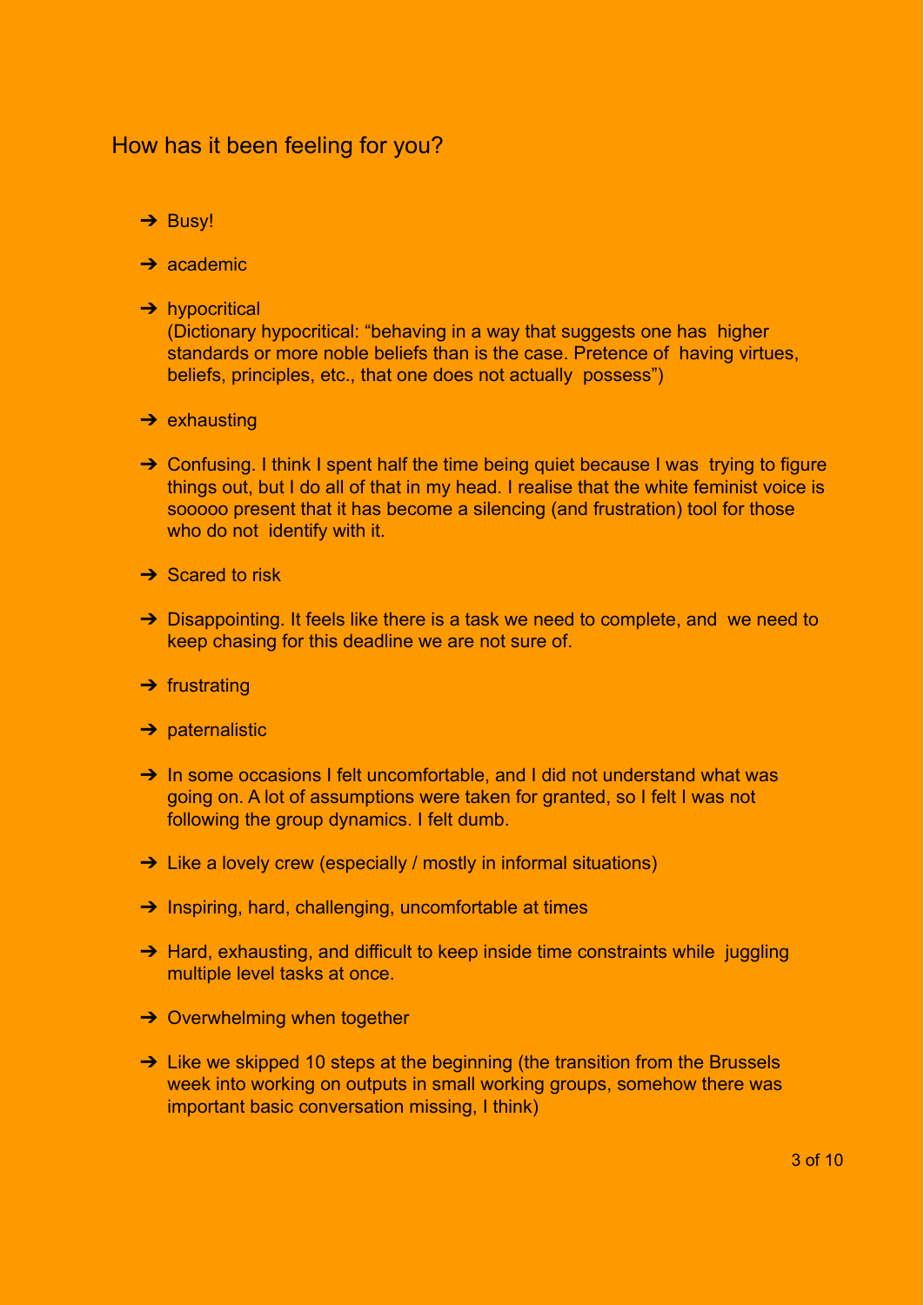## How has it been feeling for you?

- Busy!
- academic
- hypocritical  
  (Dictionary hypocritical: “behaving in a way that suggests one has higher standards or more noble beliefs than is the case. Pretence of having virtues, beliefs, principles, etc., that one does not actually possess”)
- exhausting
- Confusing. I think I spent half the time being quiet because I was trying to figure things out, but I do all of that in my head. I realise that the white feminist voice is sooooo present that it has become a silencing (and frustration) tool for those who do not identify with it.
- Scared to risk
- Disappointing. It feels like there is a task we need to complete, and we need to keep chasing for this deadline we are not sure of.
- frustrating
- paternalistic
- In some occasions I felt uncomfortable, and I did not understand what was going on. A lot of assumptions were taken for granted, so I felt I was not following the group dynamics. I felt dumb.
- Like a lovely crew (especially / mostly in informal situations)
- Inspiring, hard, challenging, uncomfortable at times
- Hard, exhausting, and difficult to keep inside time constraints while juggling multiple level tasks at once.
- Overwhelming when together
- Like we skipped 10 steps at the beginning (the transition from the Brussels week into working on outputs in small working groups, somehow there was important basic conversation missing, I think)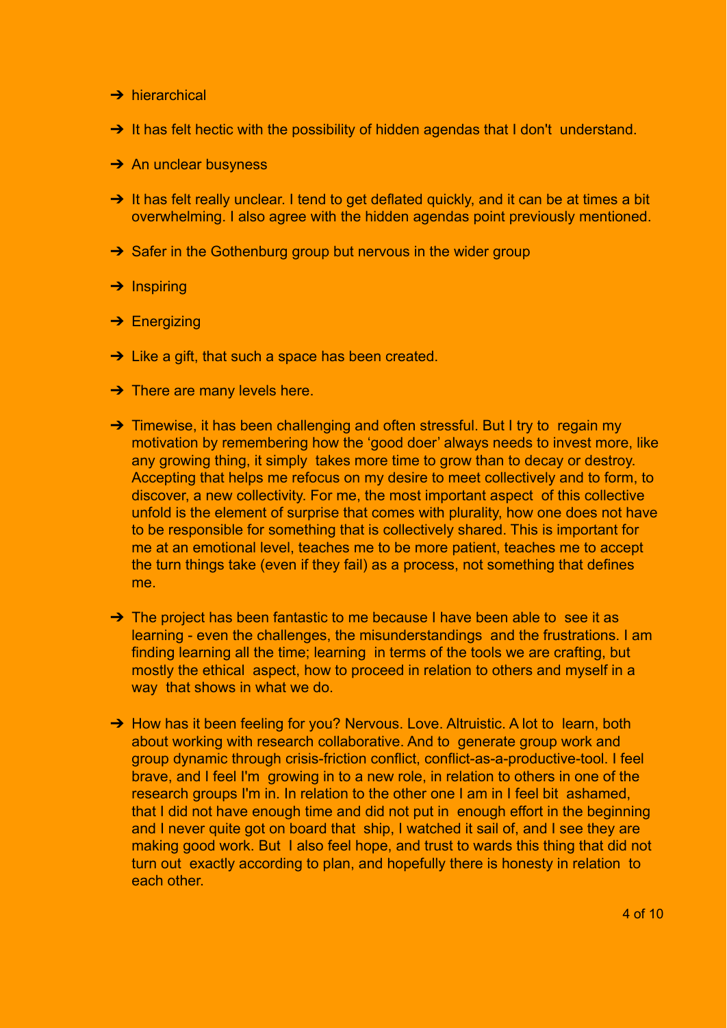- hierarchical

- It has felt hectic with the possibility of hidden agendas that I don't understand.

- An unclear busyness

- It has felt really unclear. I tend to get deflated quickly, and it can be at times a bit overwhelming. I also agree with the hidden agendas point previously mentioned.

- Safer in the Gothenburg group but nervous in the wider group

- Inspiring

- Energizing

- Like a gift, that such a space has been created.

- There are many levels here.

- Timewise, it has been challenging and often stressful. But I try to regain my motivation by remembering how the 'good doer' always needs to invest more, like any growing thing, it simply takes more time to grow than to decay or destroy. Accepting that helps me refocus on my desire to meet collectively and to form, to discover, a new collectivity. For me, the most important aspect of this collective unfold is the element of surprise that comes with plurality, how one does not have to be responsible for something that is collectively shared. This is important for me at an emotional level, teaches me to be more patient, teaches me to accept the turn things take (even if they fail) as a process, not something that defines me.

- The project has been fantastic to me because I have been able to see it as learning - even the challenges, the misunderstandings and the frustrations. I am finding learning all the time; learning in terms of the tools we are crafting, but mostly the ethical aspect, how to proceed in relation to others and myself in a way that shows in what we do.

- How has it been feeling for you? Nervous. Love. Altruistic. A lot to learn, both about working with research collaborative. And to generate group work and group dynamic through crisis-friction conflict, conflict-as-a-productive-tool. I feel brave, and I feel I'm growing in to a new role, in relation to others in one of the research groups I'm in. In relation to the other one I am in I feel bit ashamed, that I did not have enough time and did not put in enough effort in the beginning and I never quite got on board that ship, I watched it sail of, and I see they are making good work. But I also feel hope, and trust to wards this thing that did not turn out exactly according to plan, and hopefully there is honesty in relation to each other.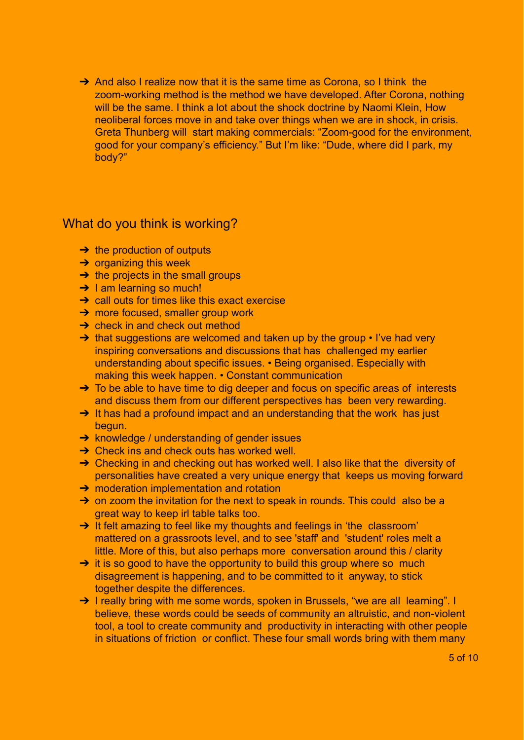➔ And also I realize now that it is the same time as Corona, so I think the zoom-working method is the method we have developed. After Corona, nothing will be the same. I think a lot about the shock doctrine by Naomi Klein, How neoliberal forces move in and take over things when we are in shock, in crisis. Greta Thunberg will start making commercials: "Zoom-good for the environment, good for your company's efficiency." But I'm like: "Dude, where did I park, my body?"

## What do you think is working?

➔ the production of outputs
➔ organizing this week
➔ the projects in the small groups
➔ I am learning so much!
➔ call outs for times like this exact exercise
➔ more focused, smaller group work
➔ check in and check out method
➔ that suggestions are welcomed and taken up by the group • I've had very inspiring conversations and discussions that has challenged my earlier understanding about specific issues. • Being organised. Especially with making this week happen. • Constant communication
➔ To be able to have time to dig deeper and focus on specific areas of interests and discuss them from our different perspectives has been very rewarding.
➔ It has had a profound impact and an understanding that the work has just begun.
➔ knowledge / understanding of gender issues
➔ Check ins and check outs has worked well.
➔ Checking in and checking out has worked well. I also like that the diversity of personalities have created a very unique energy that keeps us moving forward
➔ moderation implementation and rotation
➔ on zoom the invitation for the next to speak in rounds. This could also be a great way to keep irl table talks too.
➔ It felt amazing to feel like my thoughts and feelings in 'the classroom' mattered on a grassroots level, and to see 'staff' and 'student' roles melt a little. More of this, but also perhaps more conversation around this / clarity
➔ it is so good to have the opportunity to build this group where so much disagreement is happening, and to be committed to it anyway, to stick together despite the differences.
➔ I really bring with me some words, spoken in Brussels, "we are all learning". I believe, these words could be seeds of community an altruistic, and non-violent tool, a tool to create community and productivity in interacting with other people in situations of friction or conflict. These four small words bring with them many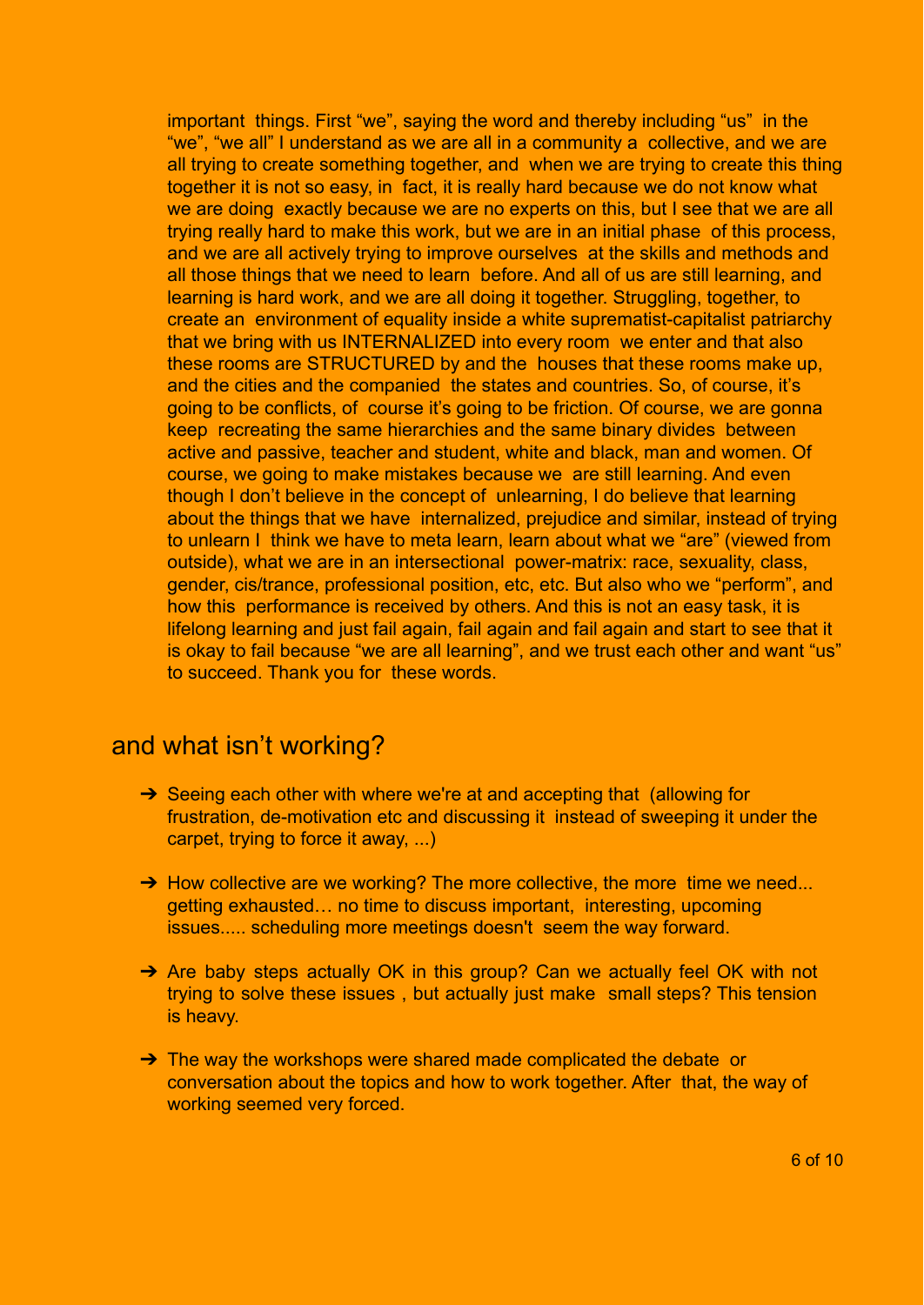important things. First "we", saying the word and thereby including "us" in the "we", "we all" I understand as we are all in a community a collective, and we are all trying to create something together, and when we are trying to create this thing together it is not so easy, in fact, it is really hard because we do not know what we are doing exactly because we are no experts on this, but I see that we are all trying really hard to make this work, but we are in an initial phase of this process, and we are all actively trying to improve ourselves at the skills and methods and all those things that we need to learn before. And all of us are still learning, and learning is hard work, and we are all doing it together. Struggling, together, to create an environment of equality inside a white suprematist-capitalist patriarchy that we bring with us INTERNALIZED into every room we enter and that also these rooms are STRUCTURED by and the houses that these rooms make up, and the cities and the companied the states and countries. So, of course, it's going to be conflicts, of course it's going to be friction. Of course, we are gonna keep recreating the same hierarchies and the same binary divides between active and passive, teacher and student, white and black, man and women. Of course, we going to make mistakes because we are still learning. And even though I don't believe in the concept of unlearning, I do believe that learning about the things that we have internalized, prejudice and similar, instead of trying to unlearn I think we have to meta learn, learn about what we "are" (viewed from outside), what we are in an intersectional power-matrix: race, sexuality, class, gender, cis/trance, professional position, etc, etc. But also who we "perform", and how this performance is received by others. And this is not an easy task, it is lifelong learning and just fail again, fail again and fail again and start to see that it is okay to fail because "we are all learning", and we trust each other and want "us" to succeed. Thank you for these words.

## and what isn't working?

- Seeing each other with where we're at and accepting that (allowing for frustration, de-motivation etc and discussing it instead of sweeping it under the carpet, trying to force it away, ...)
- How collective are we working? The more collective, the more time we need... getting exhausted… no time to discuss important, interesting, upcoming issues..... scheduling more meetings doesn't seem the way forward.
- Are baby steps actually OK in this group? Can we actually feel OK with not trying to solve these issues , but actually just make small steps? This tension is heavy.
- The way the workshops were shared made complicated the debate or conversation about the topics and how to work together. After that, the way of working seemed very forced.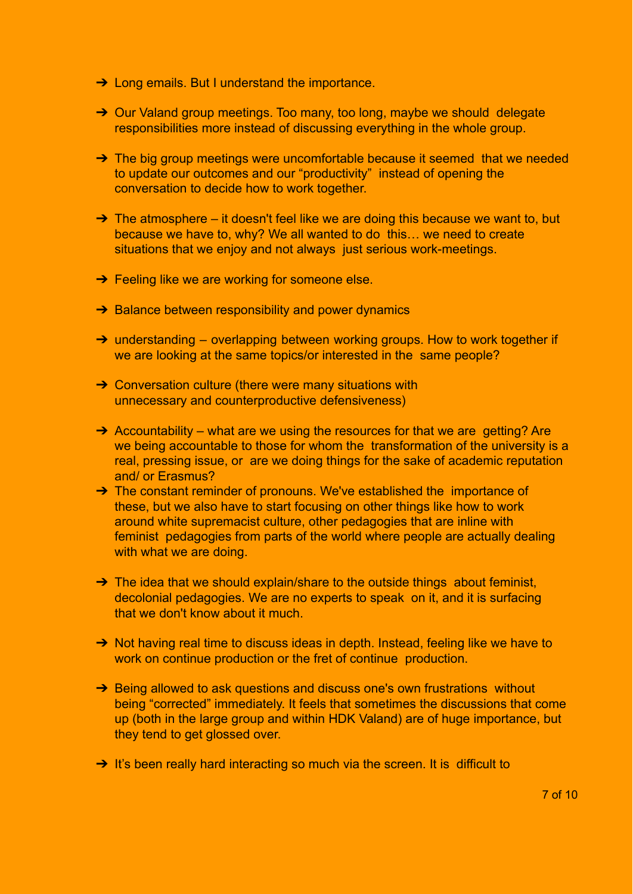- Long emails. But I understand the importance.

- Our Valand group meetings. Too many, too long, maybe we should delegate responsibilities more instead of discussing everything in the whole group.

- The big group meetings were uncomfortable because it seemed that we needed to update our outcomes and our "productivity" instead of opening the conversation to decide how to work together.

- The atmosphere – it doesn't feel like we are doing this because we want to, but because we have to, why? We all wanted to do this… we need to create situations that we enjoy and not always just serious work-meetings.

- Feeling like we are working for someone else.

- Balance between responsibility and power dynamics

- understanding – overlapping between working groups. How to work together if we are looking at the same topics/or interested in the same people?

- Conversation culture (there were many situations with unnecessary and counterproductive defensiveness)

- Accountability – what are we using the resources for that we are getting? Are we being accountable to those for whom the transformation of the university is a real, pressing issue, or are we doing things for the sake of academic reputation and/ or Erasmus?
- The constant reminder of pronouns. We've established the importance of these, but we also have to start focusing on other things like how to work around white supremacist culture, other pedagogies that are inline with feminist pedagogies from parts of the world where people are actually dealing with what we are doing.

- The idea that we should explain/share to the outside things about feminist, decolonial pedagogies. We are no experts to speak on it, and it is surfacing that we don't know about it much.

- Not having real time to discuss ideas in depth. Instead, feeling like we have to work on continue production or the fret of continue production.

- Being allowed to ask questions and discuss one's own frustrations without being "corrected" immediately. It feels that sometimes the discussions that come up (both in the large group and within HDK Valand) are of huge importance, but they tend to get glossed over.

- It's been really hard interacting so much via the screen. It is difficult to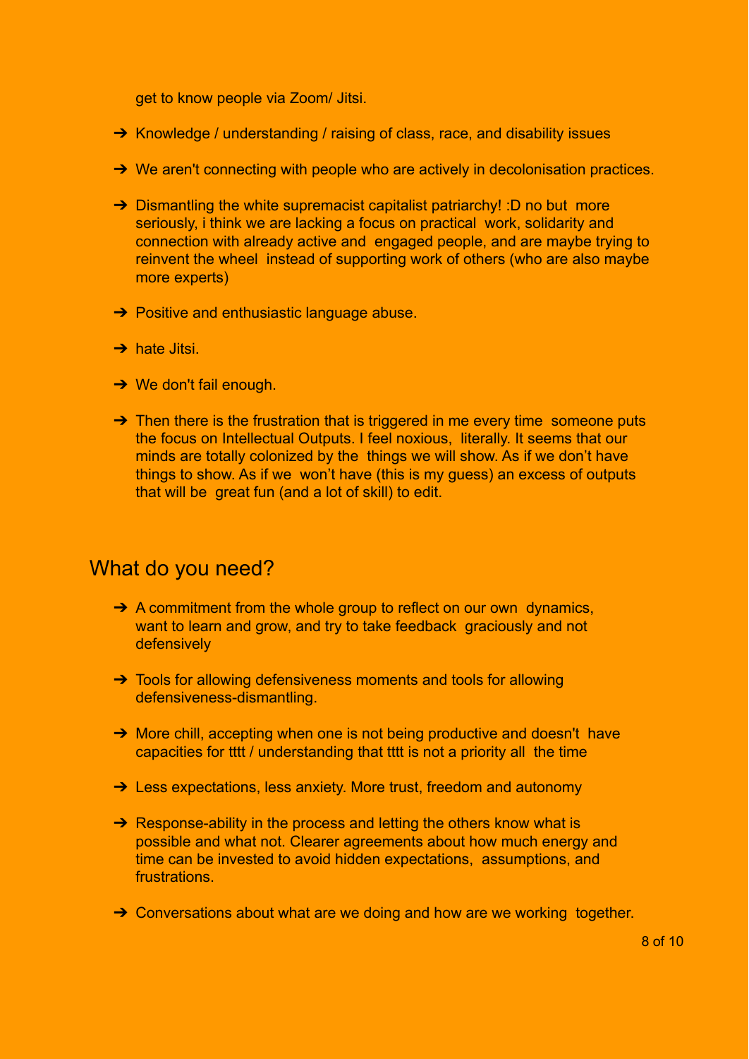get to know people via Zoom/ Jitsi.

- Knowledge / understanding / raising of class, race, and disability issues

- We aren't connecting with people who are actively in decolonisation practices.

- Dismantling the white supremacist capitalist patriarchy! :D no but more seriously, i think we are lacking a focus on practical work, solidarity and connection with already active and engaged people, and are maybe trying to reinvent the wheel instead of supporting work of others (who are also maybe more experts)

- Positive and enthusiastic language abuse.

- hate Jitsi.

- We don't fail enough.

- Then there is the frustration that is triggered in me every time someone puts the focus on Intellectual Outputs. I feel noxious, literally. It seems that our minds are totally colonized by the things we will show. As if we don't have things to show. As if we won't have (this is my guess) an excess of outputs that will be great fun (and a lot of skill) to edit.

## What do you need?

- A commitment from the whole group to reflect on our own dynamics, want to learn and grow, and try to take feedback graciously and not defensively

- Tools for allowing defensiveness moments and tools for allowing defensiveness-dismantling.

- More chill, accepting when one is not being productive and doesn't have capacities for tttt / understanding that tttt is not a priority all the time

- Less expectations, less anxiety. More trust, freedom and autonomy

- Response-ability in the process and letting the others know what is possible and what not. Clearer agreements about how much energy and time can be invested to avoid hidden expectations, assumptions, and frustrations.

- Conversations about what are we doing and how are we working together.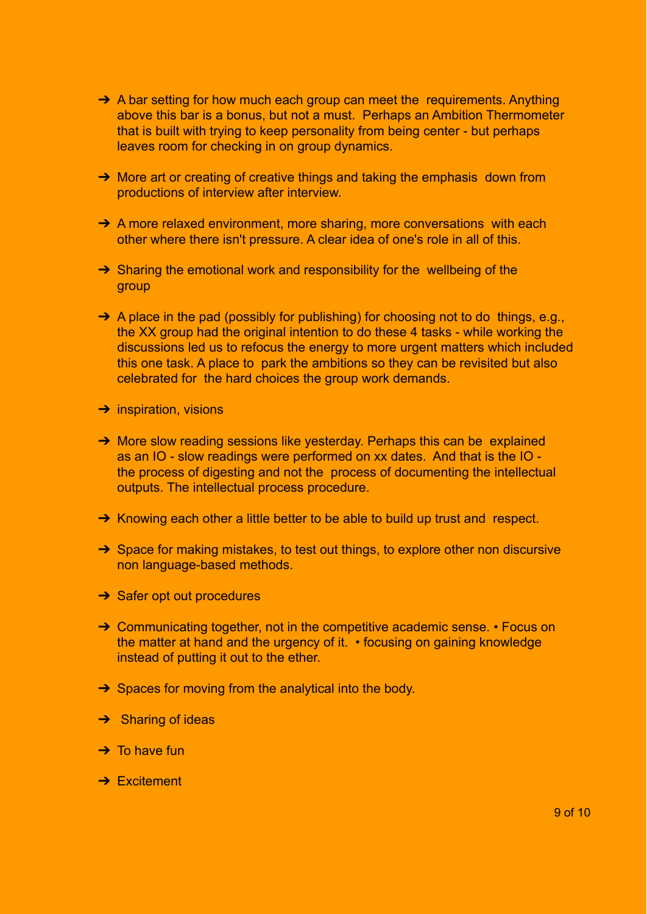- A bar setting for how much each group can meet the requirements. Anything above this bar is a bonus, but not a must. Perhaps an Ambition Thermometer that is built with trying to keep personality from being center - but perhaps leaves room for checking in on group dynamics.

- More art or creating of creative things and taking the emphasis down from productions of interview after interview.

- A more relaxed environment, more sharing, more conversations with each other where there isn't pressure. A clear idea of one's role in all of this.

- Sharing the emotional work and responsibility for the wellbeing of the group

- A place in the pad (possibly for publishing) for choosing not to do things, e.g., the XX group had the original intention to do these 4 tasks - while working the discussions led us to refocus the energy to more urgent matters which included this one task. A place to park the ambitions so they can be revisited but also celebrated for the hard choices the group work demands.

- inspiration, visions

- More slow reading sessions like yesterday. Perhaps this can be explained as an IO - slow readings were performed on xx dates. And that is the IO - the process of digesting and not the process of documenting the intellectual outputs. The intellectual process procedure.

- Knowing each other a little better to be able to build up trust and respect.

- Space for making mistakes, to test out things, to explore other non discursive non language-based methods.

- Safer opt out procedures

- Communicating together, not in the competitive academic sense. • Focus on the matter at hand and the urgency of it. • focusing on gaining knowledge instead of putting it out to the ether.

- Spaces for moving from the analytical into the body.

- Sharing of ideas

- To have fun

- Excitement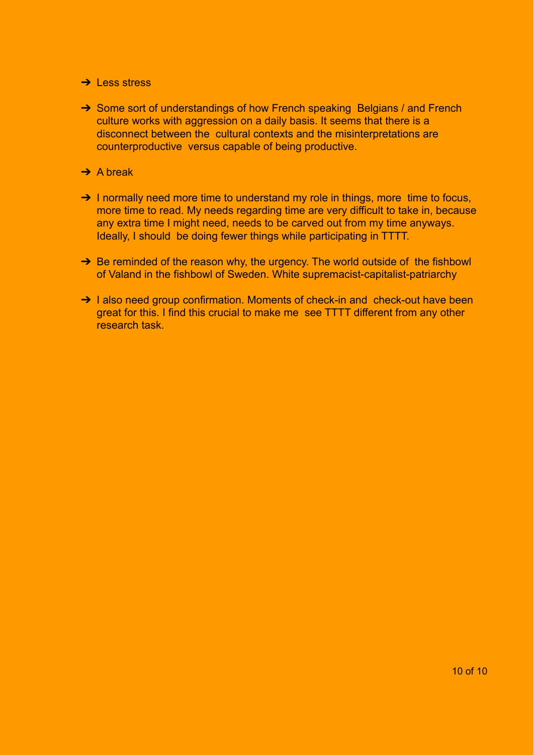- Less stress

- Some sort of understandings of how French speaking Belgians / and French culture works with aggression on a daily basis. It seems that there is a disconnect between the cultural contexts and the misinterpretations are counterproductive versus capable of being productive.

- A break

- I normally need more time to understand my role in things, more time to focus, more time to read. My needs regarding time are very difficult to take in, because any extra time I might need, needs to be carved out from my time anyways. Ideally, I should be doing fewer things while participating in TTTT.

- Be reminded of the reason why, the urgency. The world outside of the fishbowl of Valand in the fishbowl of Sweden. White supremacist-capitalist-patriarchy

- I also need group confirmation. Moments of check-in and check-out have been great for this. I find this crucial to make me see TTTT different from any other research task.